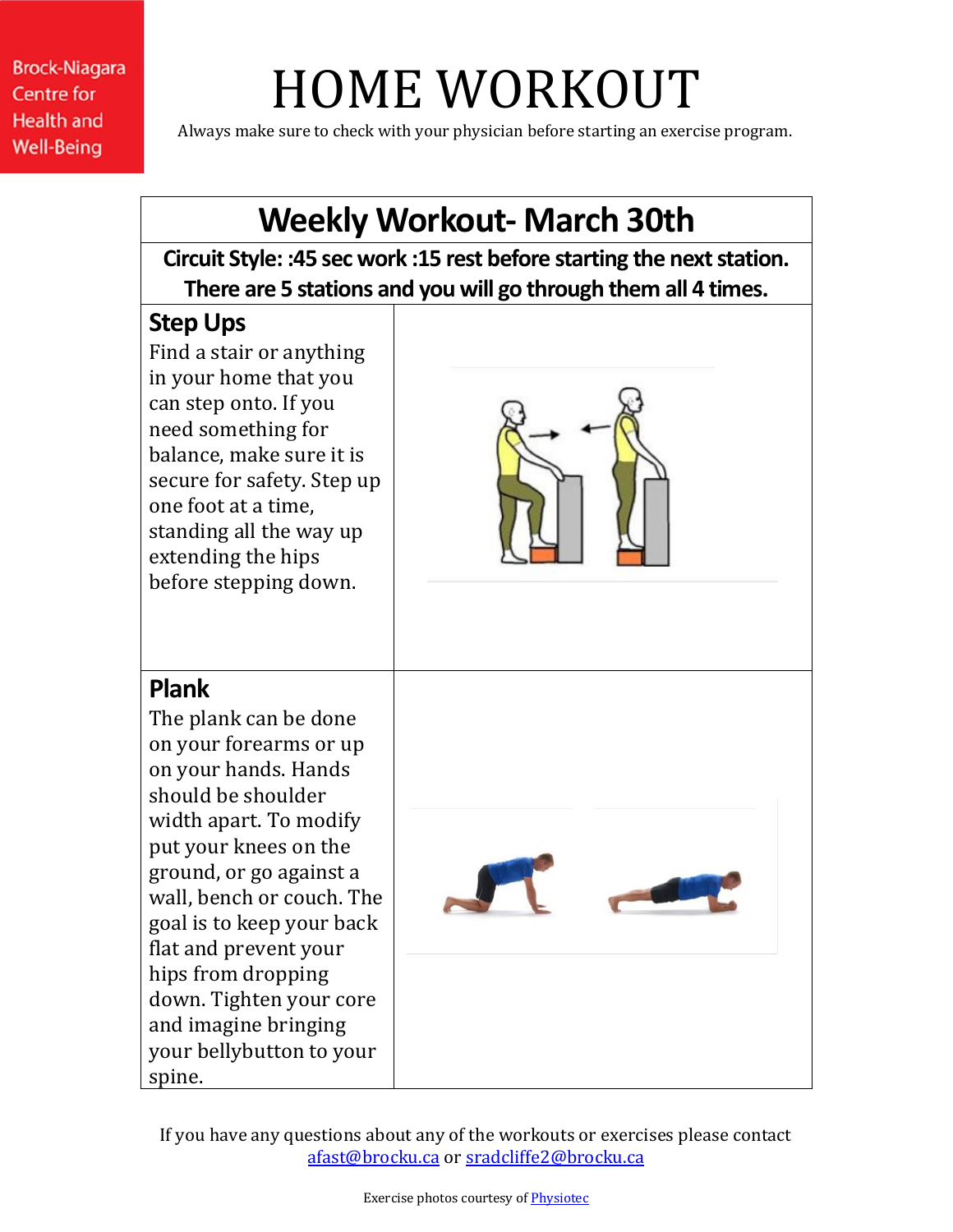Brock-Niagara Centre for Health and Well-Being

# HOME WORKOUT

Always make sure to check with your physician before starting an exercise program.

## Weekly Workout- March 30th

**Circuit Style: :45 sec work :15 rest before starting the next station. There are 5 stations and you will go through them all 4 times.**

| Exercise | |
|---|---|
| **Step Ups**<br>Find a stair or anything in your home that you can step onto. If you need something for balance, make sure it is secure for safety. Step up one foot at a time, standing all the way up extending the hips before stepping down. | |
| **Plank**<br>The plank can be done on your forearms or up on your hands. Hands should be shoulder width apart. To modify put your knees on the ground, or go against a wall, bench or couch. The goal is to keep your back flat and prevent your hips from dropping down. Tighten your core and imagine bringing your bellybutton to your spine. | |

If you have any questions about any of the workouts or exercises please contact afast@brocku.ca or sradcliffe2@brocku.ca

Exercise photos courtesy of Physiotec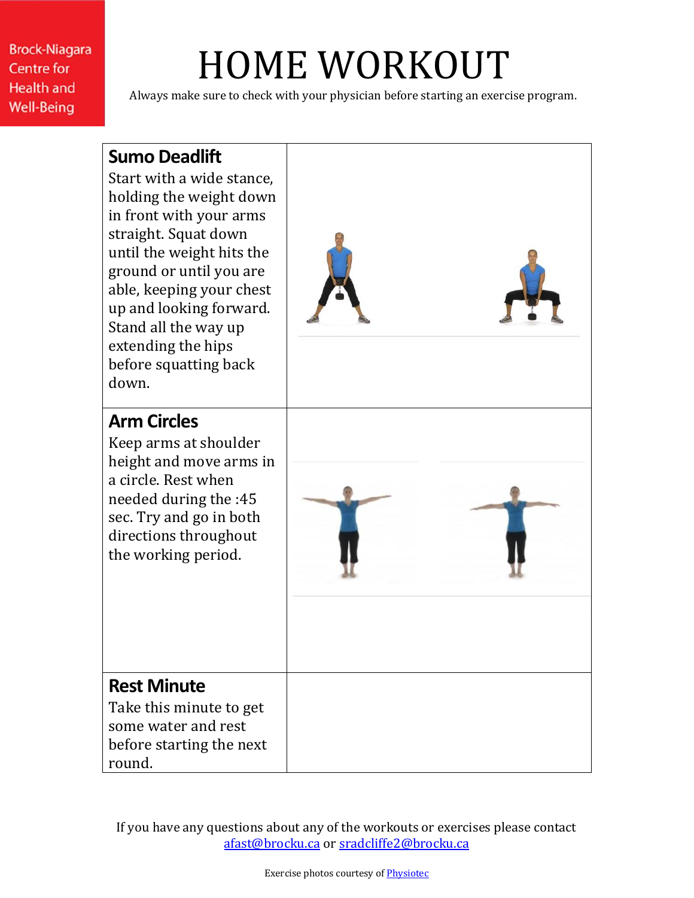Brock-Niagara Centre for Health and Well-Being

# HOME WORKOUT

Always make sure to check with your physician before starting an exercise program.

| | |
|---|---|
| **Sumo Deadlift**<br>Start with a wide stance, holding the weight down in front with your arms straight. Squat down until the weight hits the ground or until you are able, keeping your chest up and looking forward. Stand all the way up extending the hips before squatting back down. | |
| **Arm Circles**<br>Keep arms at shoulder height and move arms in a circle. Rest when needed during the :45 sec. Try and go in both directions throughout the working period. | |
| **Rest Minute**<br>Take this minute to get some water and rest before starting the next round. | |

If you have any questions about any of the workouts or exercises please contact afast@brocku.ca or sradcliffe2@brocku.ca

Exercise photos courtesy of Physiotec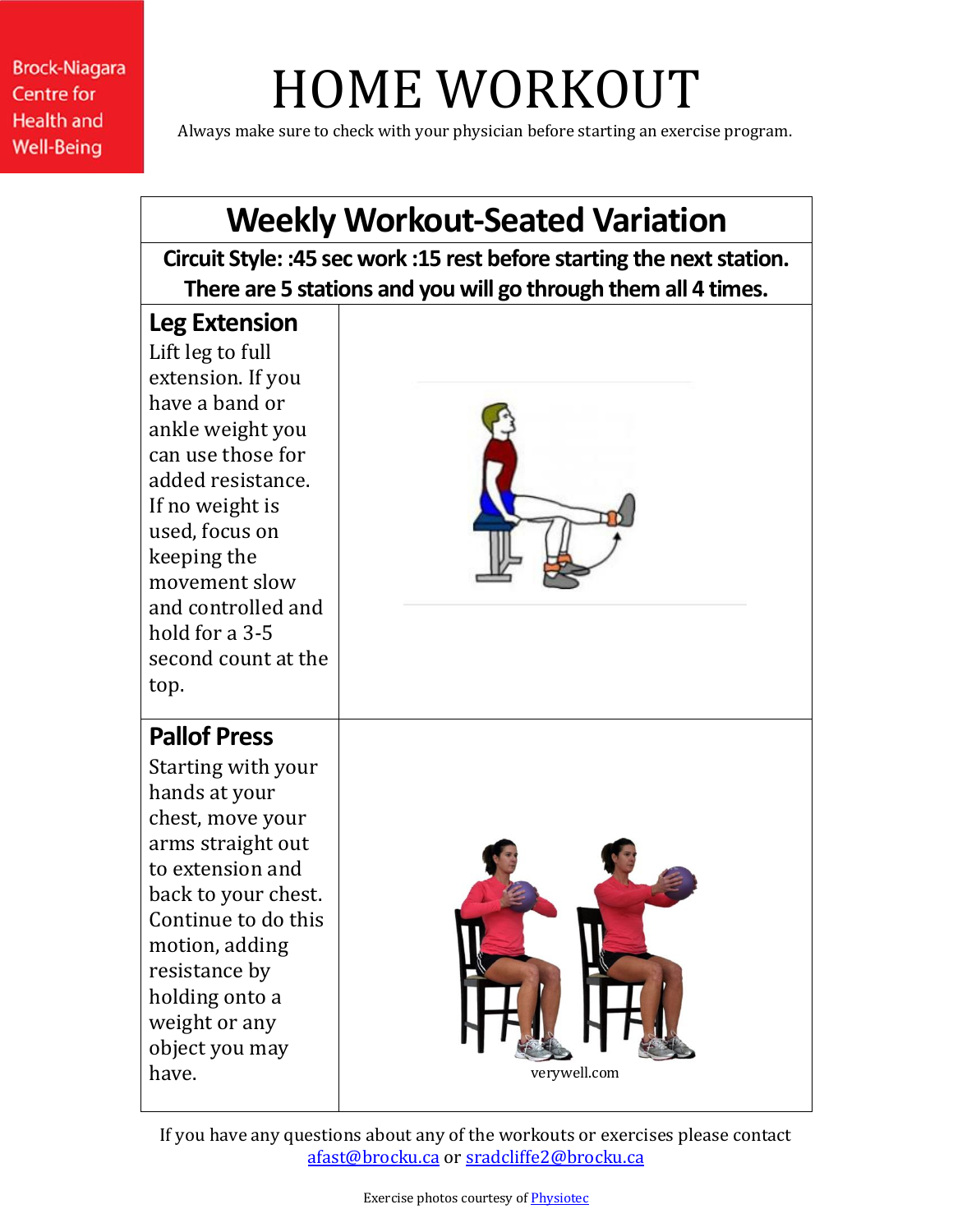Brock-Niagara Centre for Health and Well-Being

# HOME WORKOUT

Always make sure to check with your physician before starting an exercise program.

| Weekly Workout-Seated Variation | |
|---|---|
| **Circuit Style: :45 sec work :15 rest before starting the next station. There are 5 stations and you will go through them all 4 times.** | |
| **Leg Extension** Lift leg to full extension. If you have a band or ankle weight you can use those for added resistance. If no weight is used, focus on keeping the movement slow and controlled and hold for a 3-5 second count at the top. | |
| **Pallof Press** Starting with your hands at your chest, move your arms straight out to extension and back to your chest. Continue to do this motion, adding resistance by holding onto a weight or any object you may have. | verywell.com |

If you have any questions about any of the workouts or exercises please contact afast@brocku.ca or sradcliffe2@brocku.ca

Exercise photos courtesy of Physiotec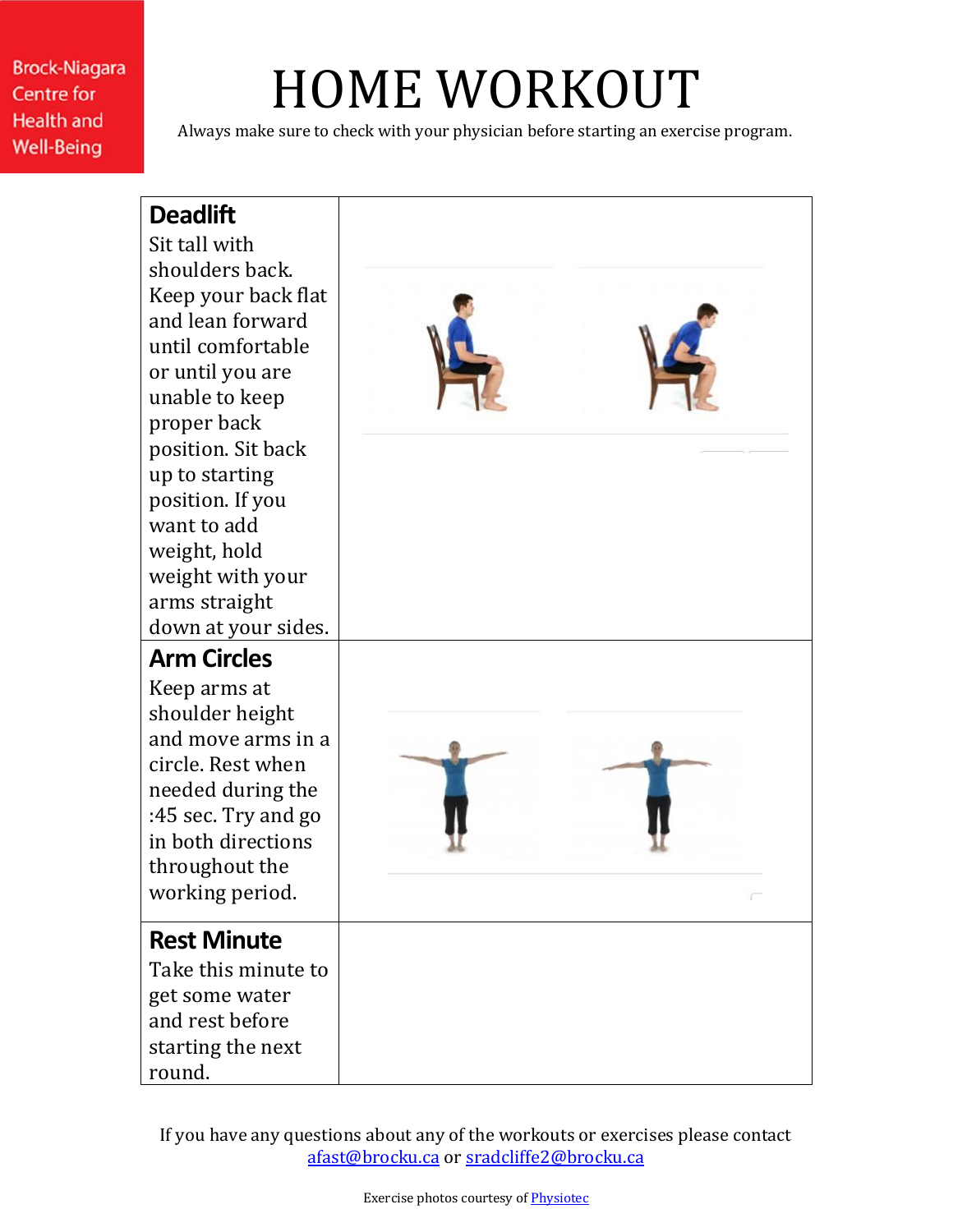Brock-Niagara Centre for Health and Well-Being

# HOME WORKOUT

Always make sure to check with your physician before starting an exercise program.

| | |
|---|---|
| **Deadlift**<br>Sit tall with shoulders back. Keep your back flat and lean forward until comfortable or until you are unable to keep proper back position. Sit back up to starting position. If you want to add weight, hold weight with your arms straight down at your sides. | |
| **Arm Circles**<br>Keep arms at shoulder height and move arms in a circle. Rest when needed during the :45 sec. Try and go in both directions throughout the working period. | |
| **Rest Minute**<br>Take this minute to get some water and rest before starting the next round. | |

If you have any questions about any of the workouts or exercises please contact afast@brocku.ca or sradcliffe2@brocku.ca

Exercise photos courtesy of Physiotec